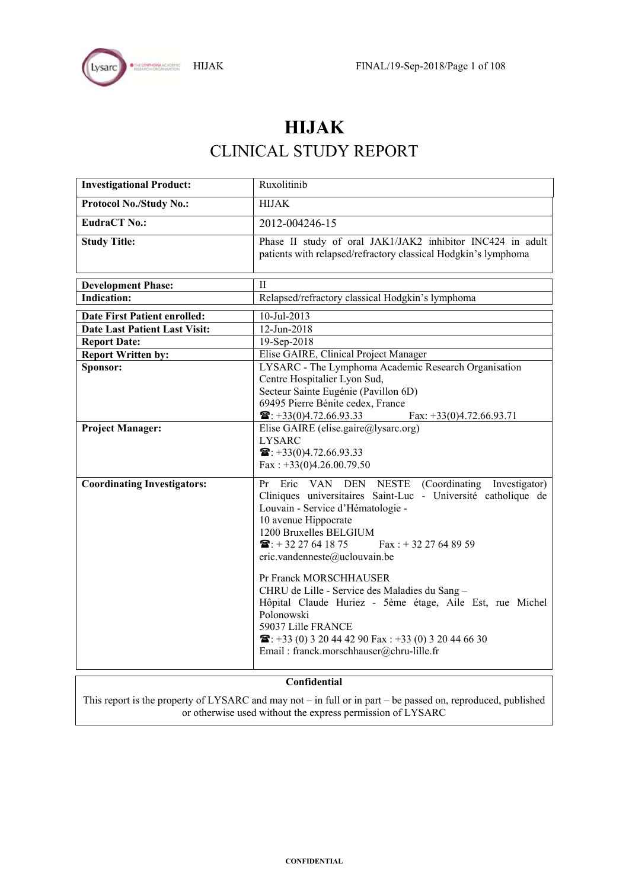# HIJAK

## CLINICAL STUDY REPORT

| | |
|---|---|
| **Investigational Product:** | Ruxolitinib |
| **Protocol No./Study No.:** | HIJAK |
| **EudraCT No.:** | 2012-004246-15 |
| **Study Title:** | Phase II study of oral JAK1/JAK2 inhibitor INC424 in adult patients with relapsed/refractory classical Hodgkin's lymphoma |

| | |
|---|---|
| **Development Phase:** | II |
| **Indication:** | Relapsed/refractory classical Hodgkin's lymphoma |

| | |
|---|---|
| **Date First Patient enrolled:** | 10-Jul-2013 |
| **Date Last Patient Last Visit:** | 12-Jun-2018 |
| **Report Date:** | 19-Sep-2018 |
| **Report Written by:** | Elise GAIRE, Clinical Project Manager |
| **Sponsor:** | LYSARC - The Lymphoma Academic Research Organisation<br>Centre Hospitalier Lyon Sud,<br>Secteur Sainte Eugénie (Pavillon 6D)<br>69495 Pierre Bénite cedex, France<br>☎: +33(0)4.72.66.93.33 Fax: +33(0)4.72.66.93.71 |
| **Project Manager:** | Elise GAIRE (elise.gaire@lysarc.org)<br>LYSARC<br>☎: +33(0)4.72.66.93.33<br>Fax : +33(0)4.26.00.79.50 |
| **Coordinating Investigators:** | Pr Eric VAN DEN NESTE (Coordinating Investigator)<br>Cliniques universitaires Saint-Luc - Université catholique de Louvain - Service d'Hématologie -<br>10 avenue Hippocrate<br>1200 Bruxelles BELGIUM<br>☎: + 32 27 64 18 75 Fax : + 32 27 64 89 59<br>eric.vandenneste@uclouvain.be<br><br>Pr Franck MORSCHHAUSER<br>CHRU de Lille - Service des Maladies du Sang –<br>Hôpital Claude Huriez - 5ème étage, Aile Est, rue Michel Polonowski<br>59037 Lille FRANCE<br>☎: +33 (0) 3 20 44 42 90 Fax : +33 (0) 3 20 44 66 30<br>Email : franck.morschhauser@chru-lille.fr |

**Confidential**

This report is the property of LYSARC and may not – in full or in part – be passed on, reproduced, published or otherwise used without the express permission of LYSARC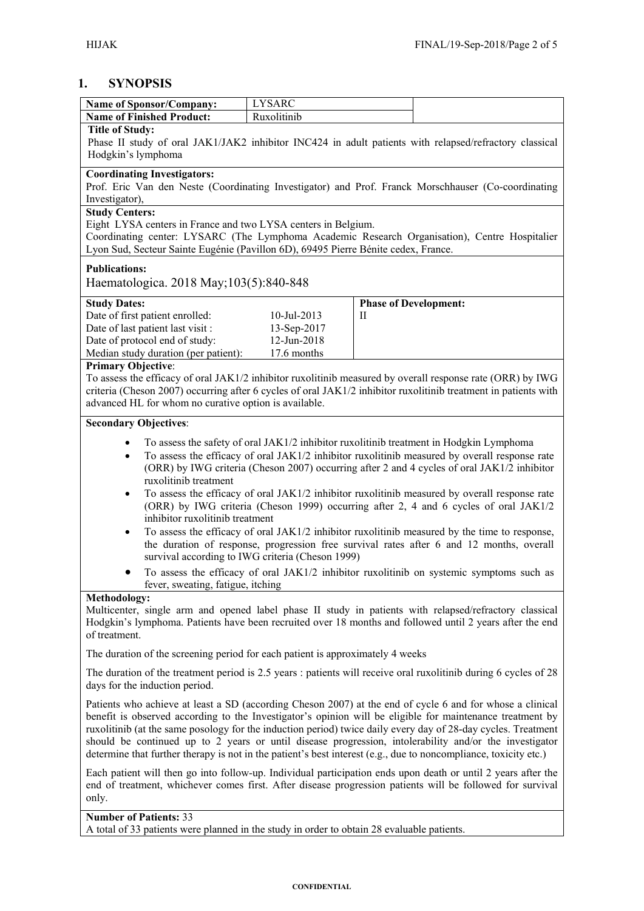# 1. SYNOPSIS

| Name of Sponsor/Company: | LYSARC | |
|---|---|---|
| **Name of Finished Product:** | Ruxolitinib | |

**Title of Study:**
Phase II study of oral JAK1/JAK2 inhibitor INC424 in adult patients with relapsed/refractory classical Hodgkin's lymphoma

**Coordinating Investigators:**
Prof. Eric Van den Neste (Coordinating Investigator) and Prof. Franck Morschhauser (Co-coordinating Investigator),

**Study Centers:**
Eight LYSA centers in France and two LYSA centers in Belgium.
Coordinating center: LYSARC (The Lymphoma Academic Research Organisation), Centre Hospitalier Lyon Sud, Secteur Sainte Eugénie (Pavillon 6D), 69495 Pierre Bénite cedex, France.

**Publications:**
Haematologica. 2018 May;103(5):840-848

| Study Dates: | | Phase of Development: |
|---|---|---|
| Date of first patient enrolled: | 10-Jul-2013 | II |
| Date of last patient last visit : | 13-Sep-2017 | |
| Date of protocol end of study: | 12-Jun-2018 | |
| Median study duration (per patient): | 17.6 months | |

**Primary Objective**:
To assess the efficacy of oral JAK1/2 inhibitor ruxolitinib measured by overall response rate (ORR) by IWG criteria (Cheson 2007) occurring after 6 cycles of oral JAK1/2 inhibitor ruxolitinib treatment in patients with advanced HL for whom no curative option is available.

**Secondary Objectives**:

- To assess the safety of oral JAK1/2 inhibitor ruxolitinib treatment in Hodgkin Lymphoma
- To assess the efficacy of oral JAK1/2 inhibitor ruxolitinib measured by overall response rate (ORR) by IWG criteria (Cheson 2007) occurring after 2 and 4 cycles of oral JAK1/2 inhibitor ruxolitinib treatment
- To assess the efficacy of oral JAK1/2 inhibitor ruxolitinib measured by overall response rate (ORR) by IWG criteria (Cheson 1999) occurring after 2, 4 and 6 cycles of oral JAK1/2 inhibitor ruxolitinib treatment
- To assess the efficacy of oral JAK1/2 inhibitor ruxolitinib measured by the time to response, the duration of response, progression free survival rates after 6 and 12 months, overall survival according to IWG criteria (Cheson 1999)
- To assess the efficacy of oral JAK1/2 inhibitor ruxolitinib on systemic symptoms such as fever, sweating, fatigue, itching

**Methodology:**
Multicenter, single arm and opened label phase II study in patients with relapsed/refractory classical Hodgkin's lymphoma. Patients have been recruited over 18 months and followed until 2 years after the end of treatment.

The duration of the screening period for each patient is approximately 4 weeks

The duration of the treatment period is 2.5 years : patients will receive oral ruxolitinib during 6 cycles of 28 days for the induction period.

Patients who achieve at least a SD (according Cheson 2007) at the end of cycle 6 and for whose a clinical benefit is observed according to the Investigator's opinion will be eligible for maintenance treatment by ruxolitinib (at the same posology for the induction period) twice daily every day of 28-day cycles. Treatment should be continued up to 2 years or until disease progression, intolerability and/or the investigator determine that further therapy is not in the patient's best interest (e.g., due to noncompliance, toxicity etc.)

Each patient will then go into follow-up. Individual participation ends upon death or until 2 years after the end of treatment, whichever comes first. After disease progression patients will be followed for survival only.

**Number of Patients:** 33
A total of 33 patients were planned in the study in order to obtain 28 evaluable patients.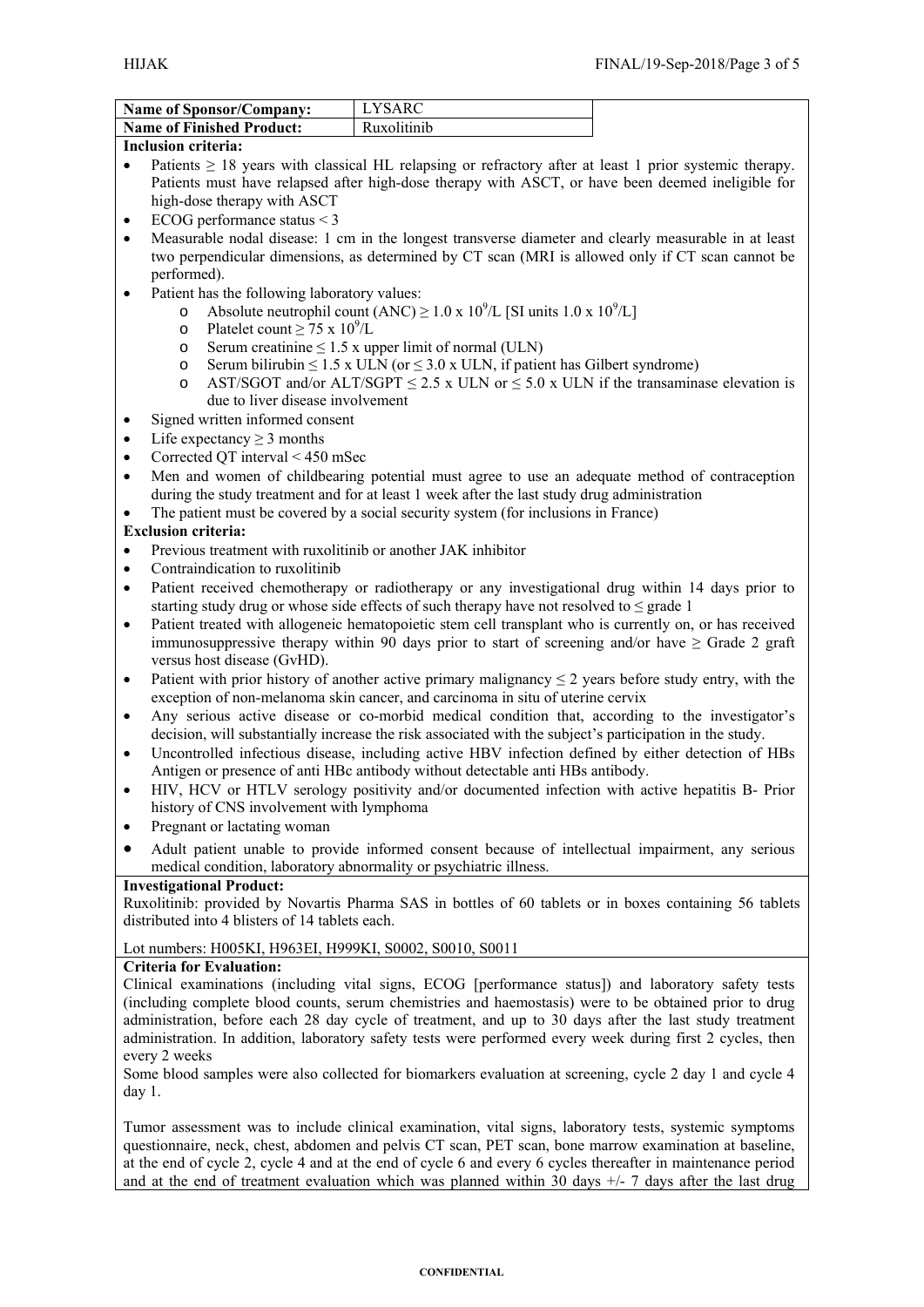| Name of Sponsor/Company: | LYSARC |
| --- | --- |
| Name of Finished Product: | Ruxolitinib |

**Inclusion criteria:**

- Patients ≥ 18 years with classical HL relapsing or refractory after at least 1 prior systemic therapy. Patients must have relapsed after high-dose therapy with ASCT, or have been deemed ineligible for high-dose therapy with ASCT
- ECOG performance status < 3
- Measurable nodal disease: 1 cm in the longest transverse diameter and clearly measurable in at least two perpendicular dimensions, as determined by CT scan (MRI is allowed only if CT scan cannot be performed).
- Patient has the following laboratory values:
  - Absolute neutrophil count (ANC) ≥ 1.0 x $10^9$/L [SI units 1.0 x $10^9$/L]
  - Platelet count ≥ 75 x $10^9$/L
  - Serum creatinine ≤ 1.5 x upper limit of normal (ULN)
  - Serum bilirubin ≤ 1.5 x ULN (or ≤ 3.0 x ULN, if patient has Gilbert syndrome)
  - AST/SGOT and/or ALT/SGPT ≤ 2.5 x ULN or ≤ 5.0 x ULN if the transaminase elevation is due to liver disease involvement
- Signed written informed consent
- Life expectancy ≥ 3 months
- Corrected QT interval < 450 mSec
- Men and women of childbearing potential must agree to use an adequate method of contraception during the study treatment and for at least 1 week after the last study drug administration
- The patient must be covered by a social security system (for inclusions in France)

**Exclusion criteria:**

- Previous treatment with ruxolitinib or another JAK inhibitor
- Contraindication to ruxolitinib
- Patient received chemotherapy or radiotherapy or any investigational drug within 14 days prior to starting study drug or whose side effects of such therapy have not resolved to ≤ grade 1
- Patient treated with allogeneic hematopoietic stem cell transplant who is currently on, or has received immunosuppressive therapy within 90 days prior to start of screening and/or have ≥ Grade 2 graft versus host disease (GvHD).
- Patient with prior history of another active primary malignancy ≤ 2 years before study entry, with the exception of non-melanoma skin cancer, and carcinoma in situ of uterine cervix
- Any serious active disease or co-morbid medical condition that, according to the investigator's decision, will substantially increase the risk associated with the subject's participation in the study.
- Uncontrolled infectious disease, including active HBV infection defined by either detection of HBs Antigen or presence of anti HBc antibody without detectable anti HBs antibody.
- HIV, HCV or HTLV serology positivity and/or documented infection with active hepatitis B- Prior history of CNS involvement with lymphoma
- Pregnant or lactating woman
- Adult patient unable to provide informed consent because of intellectual impairment, any serious medical condition, laboratory abnormality or psychiatric illness.

**Investigational Product:**

Ruxolitinib: provided by Novartis Pharma SAS in bottles of 60 tablets or in boxes containing 56 tablets distributed into 4 blisters of 14 tablets each.

Lot numbers: H005KI, H963EI, H999KI, S0002, S0010, S0011

**Criteria for Evaluation:**

Clinical examinations (including vital signs, ECOG [performance status]) and laboratory safety tests (including complete blood counts, serum chemistries and haemostasis) were to be obtained prior to drug administration, before each 28 day cycle of treatment, and up to 30 days after the last study treatment administration. In addition, laboratory safety tests were performed every week during first 2 cycles, then every 2 weeks

Some blood samples were also collected for biomarkers evaluation at screening, cycle 2 day 1 and cycle 4 day 1.

Tumor assessment was to include clinical examination, vital signs, laboratory tests, systemic symptoms questionnaire, neck, chest, abdomen and pelvis CT scan, PET scan, bone marrow examination at baseline, at the end of cycle 2, cycle 4 and at the end of cycle 6 and every 6 cycles thereafter in maintenance period and at the end of treatment evaluation which was planned within 30 days +/- 7 days after the last drug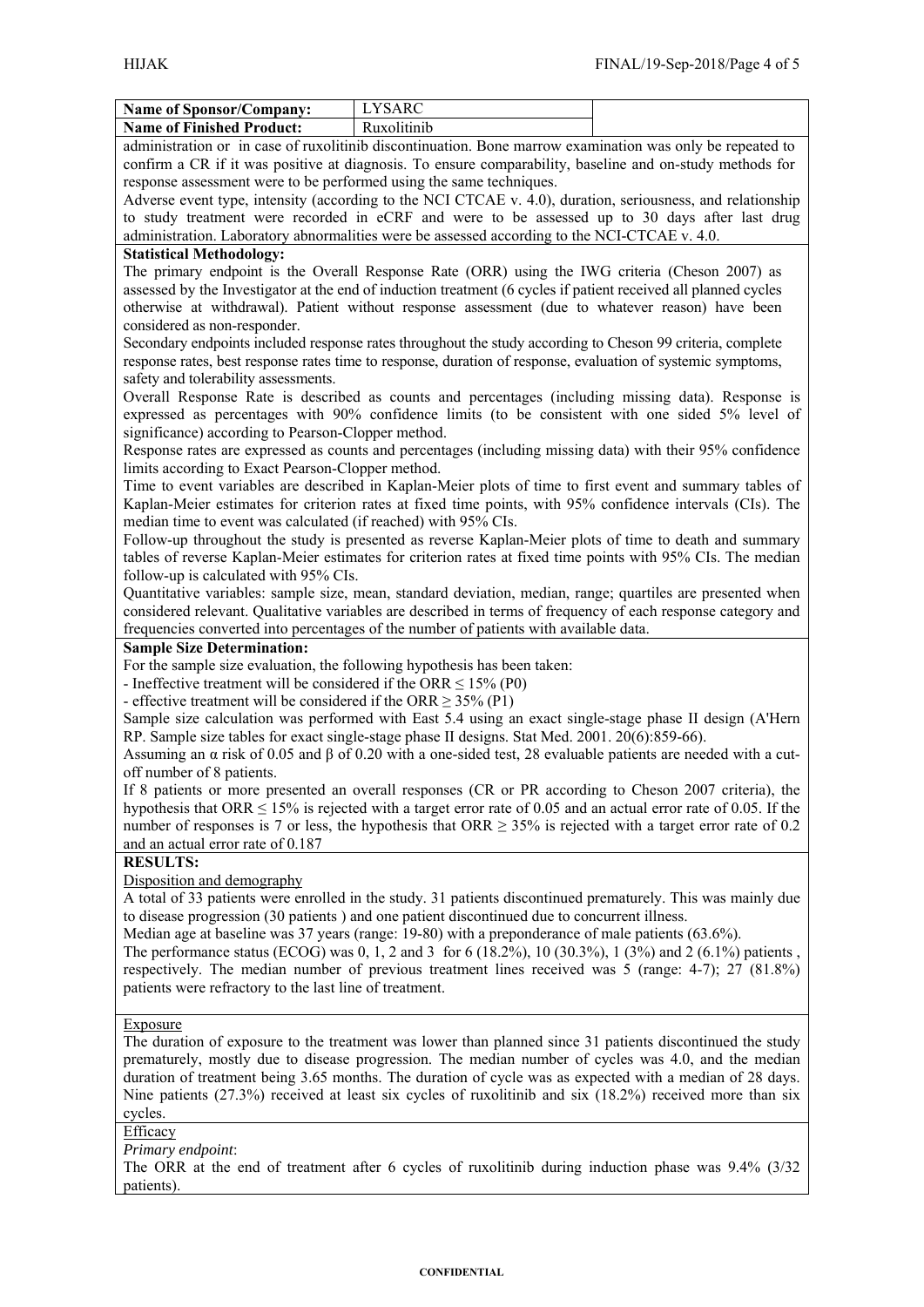| Name of Sponsor/Company: | LYSARC | |
|---|---|---|
| Name of Finished Product: | Ruxolitinib | |

administration or in case of ruxolitinib discontinuation. Bone marrow examination was only be repeated to confirm a CR if it was positive at diagnosis. To ensure comparability, baseline and on-study methods for response assessment were to be performed using the same techniques.

Adverse event type, intensity (according to the NCI CTCAE v. 4.0), duration, seriousness, and relationship to study treatment were recorded in eCRF and were to be assessed up to 30 days after last drug administration. Laboratory abnormalities were be assessed according to the NCI-CTCAE v. 4.0.

**Statistical Methodology:**

The primary endpoint is the Overall Response Rate (ORR) using the IWG criteria (Cheson 2007) as assessed by the Investigator at the end of induction treatment (6 cycles if patient received all planned cycles otherwise at withdrawal). Patient without response assessment (due to whatever reason) have been considered as non-responder.

Secondary endpoints included response rates throughout the study according to Cheson 99 criteria, complete response rates, best response rates time to response, duration of response, evaluation of systemic symptoms, safety and tolerability assessments.

Overall Response Rate is described as counts and percentages (including missing data). Response is expressed as percentages with 90% confidence limits (to be consistent with one sided 5% level of significance) according to Pearson-Clopper method.

Response rates are expressed as counts and percentages (including missing data) with their 95% confidence limits according to Exact Pearson-Clopper method.

Time to event variables are described in Kaplan-Meier plots of time to first event and summary tables of Kaplan-Meier estimates for criterion rates at fixed time points, with 95% confidence intervals (CIs). The median time to event was calculated (if reached) with 95% CIs.

Follow-up throughout the study is presented as reverse Kaplan-Meier plots of time to death and summary tables of reverse Kaplan-Meier estimates for criterion rates at fixed time points with 95% CIs. The median follow-up is calculated with 95% CIs.

Quantitative variables: sample size, mean, standard deviation, median, range; quartiles are presented when considered relevant. Qualitative variables are described in terms of frequency of each response category and frequencies converted into percentages of the number of patients with available data.

**Sample Size Determination:**

For the sample size evaluation, the following hypothesis has been taken:

- Ineffective treatment will be considered if the ORR ≤ 15% (P0)
- effective treatment will be considered if the ORR ≥ 35% (P1)

Sample size calculation was performed with East 5.4 using an exact single-stage phase II design (A'Hern RP. Sample size tables for exact single-stage phase II designs. Stat Med. 2001. 20(6):859-66).

Assuming an $\alpha$ risk of 0.05 and $\beta$ of 0.20 with a one-sided test, 28 evaluable patients are needed with a cut-off number of 8 patients.

If 8 patients or more presented an overall responses (CR or PR according to Cheson 2007 criteria), the hypothesis that ORR ≤ 15% is rejected with a target error rate of 0.05 and an actual error rate of 0.05. If the number of responses is 7 or less, the hypothesis that ORR ≥ 35% is rejected with a target error rate of 0.2 and an actual error rate of 0.187

**RESULTS:**

Disposition and demography

A total of 33 patients were enrolled in the study. 31 patients discontinued prematurely. This was mainly due to disease progression (30 patients ) and one patient discontinued due to concurrent illness.

Median age at baseline was 37 years (range: 19-80) with a preponderance of male patients (63.6%).

The performance status (ECOG) was 0, 1, 2 and 3 for 6 (18.2%), 10 (30.3%), 1 (3%) and 2 (6.1%) patients , respectively. The median number of previous treatment lines received was 5 (range: 4-7); 27 (81.8%) patients were refractory to the last line of treatment.

Exposure

The duration of exposure to the treatment was lower than planned since 31 patients discontinued the study prematurely, mostly due to disease progression. The median number of cycles was 4.0, and the median duration of treatment being 3.65 months. The duration of cycle was as expected with a median of 28 days. Nine patients (27.3%) received at least six cycles of ruxolitinib and six (18.2%) received more than six cycles.

Efficacy

*Primary endpoint*:

The ORR at the end of treatment after 6 cycles of ruxolitinib during induction phase was 9.4% (3/32 patients).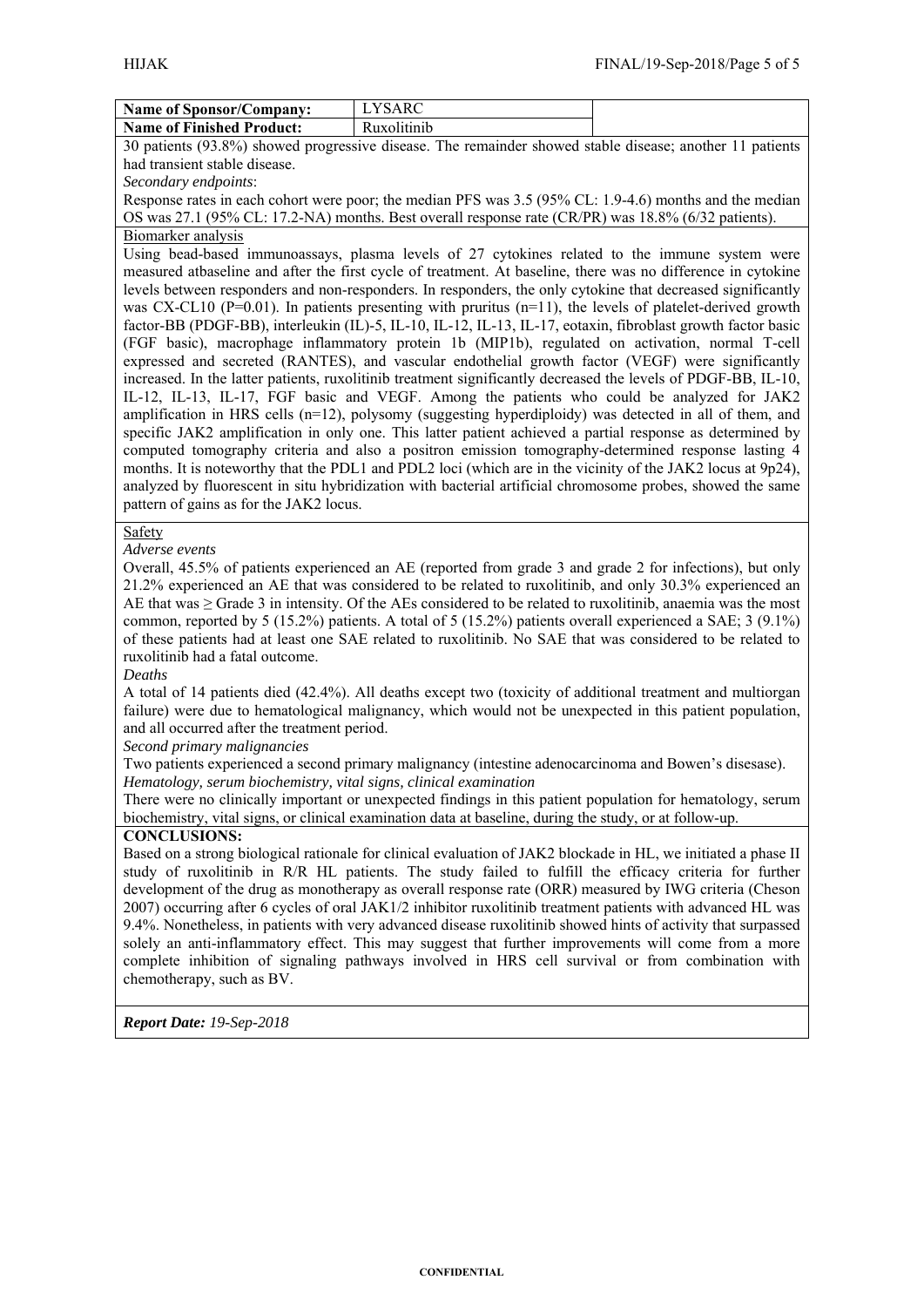| Name of Sponsor/Company: | LYSARC | |
|---|---|---|
| Name of Finished Product: | Ruxolitinib | |

30 patients (93.8%) showed progressive disease. The remainder showed stable disease; another 11 patients had transient stable disease.

*Secondary endpoints*:

Response rates in each cohort were poor; the median PFS was 3.5 (95% CL: 1.9-4.6) months and the median OS was 27.1 (95% CL: 17.2-NA) months. Best overall response rate (CR/PR) was 18.8% (6/32 patients).

Biomarker analysis

Using bead-based immunoassays, plasma levels of 27 cytokines related to the immune system were measured atbaseline and after the first cycle of treatment. At baseline, there was no difference in cytokine levels between responders and non-responders. In responders, the only cytokine that decreased significantly was CX-CL10 (P=0.01). In patients presenting with pruritus (n=11), the levels of platelet-derived growth factor-BB (PDGF-BB), interleukin (IL)-5, IL-10, IL-12, IL-13, IL-17, eotaxin, fibroblast growth factor basic (FGF basic), macrophage inflammatory protein 1b (MIP1b), regulated on activation, normal T-cell expressed and secreted (RANTES), and vascular endothelial growth factor (VEGF) were significantly increased. In the latter patients, ruxolitinib treatment significantly decreased the levels of PDGF-BB, IL-10, IL-12, IL-13, IL-17, FGF basic and VEGF. Among the patients who could be analyzed for JAK2 amplification in HRS cells (n=12), polysomy (suggesting hyperdiploidy) was detected in all of them, and specific JAK2 amplification in only one. This latter patient achieved a partial response as determined by computed tomography criteria and also a positron emission tomography-determined response lasting 4 months. It is noteworthy that the PDL1 and PDL2 loci (which are in the vicinity of the JAK2 locus at 9p24), analyzed by fluorescent in situ hybridization with bacterial artificial chromosome probes, showed the same pattern of gains as for the JAK2 locus.

Safety

*Adverse events*

Overall, 45.5% of patients experienced an AE (reported from grade 3 and grade 2 for infections), but only 21.2% experienced an AE that was considered to be related to ruxolitinib, and only 30.3% experienced an AE that was ≥ Grade 3 in intensity. Of the AEs considered to be related to ruxolitinib, anaemia was the most common, reported by 5 (15.2%) patients. A total of 5 (15.2%) patients overall experienced a SAE; 3 (9.1%) of these patients had at least one SAE related to ruxolitinib. No SAE that was considered to be related to ruxolitinib had a fatal outcome.

*Deaths*

A total of 14 patients died (42.4%). All deaths except two (toxicity of additional treatment and multiorgan failure) were due to hematological malignancy, which would not be unexpected in this patient population, and all occurred after the treatment period.

*Second primary malignancies*

Two patients experienced a second primary malignancy (intestine adenocarcinoma and Bowen's disesase).

*Hematology, serum biochemistry, vital signs, clinical examination*

There were no clinically important or unexpected findings in this patient population for hematology, serum biochemistry, vital signs, or clinical examination data at baseline, during the study, or at follow-up.

**CONCLUSIONS:**

Based on a strong biological rationale for clinical evaluation of JAK2 blockade in HL, we initiated a phase II study of ruxolitinib in R/R HL patients. The study failed to fulfill the efficacy criteria for further development of the drug as monotherapy as overall response rate (ORR) measured by IWG criteria (Cheson 2007) occurring after 6 cycles of oral JAK1/2 inhibitor ruxolitinib treatment patients with advanced HL was 9.4%. Nonetheless, in patients with very advanced disease ruxolitinib showed hints of activity that surpassed solely an anti-inflammatory effect. This may suggest that further improvements will come from a more complete inhibition of signaling pathways involved in HRS cell survival or from combination with chemotherapy, such as BV.

***Report Date:** 19-Sep-2018*